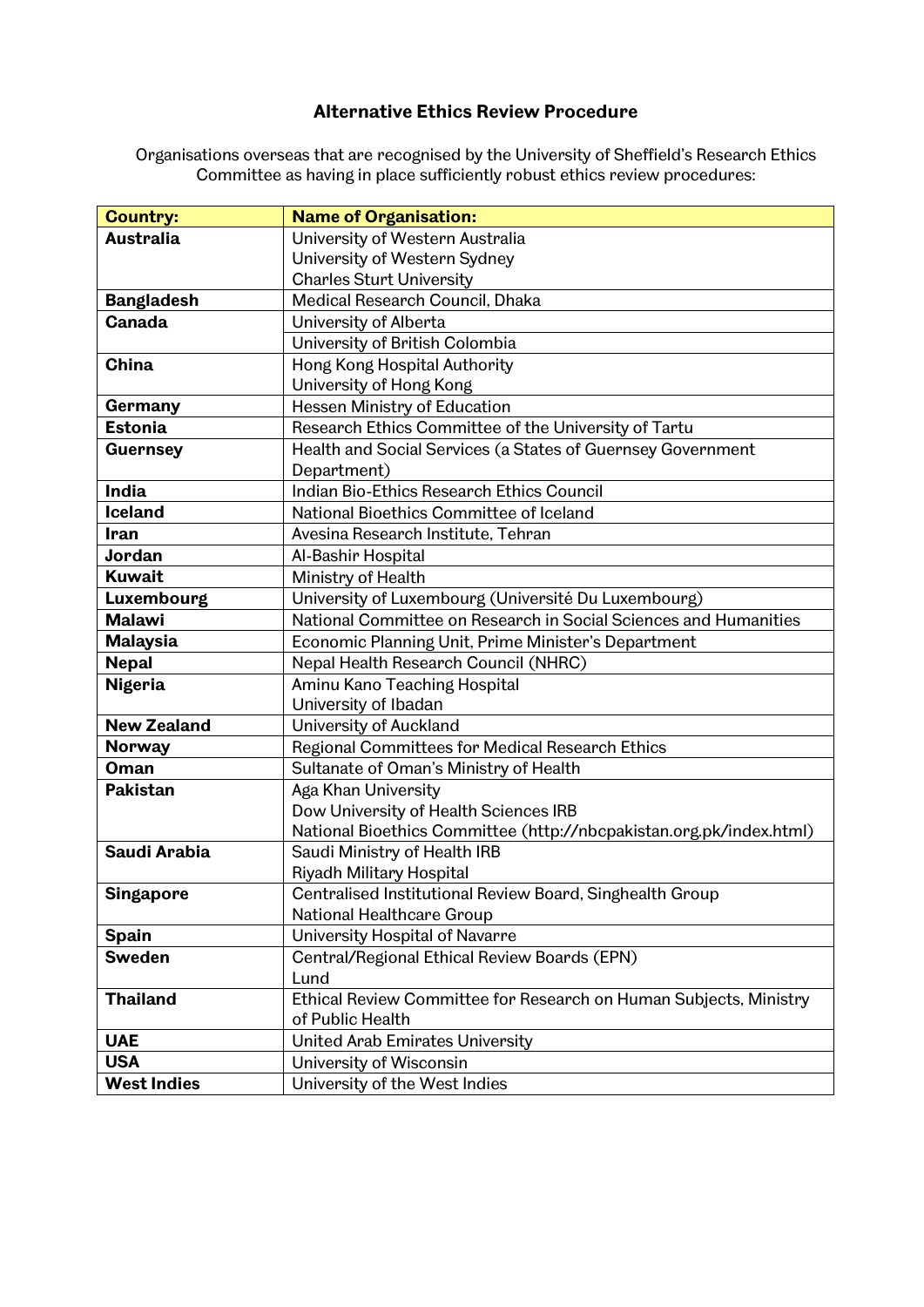# Alternative Ethics Review Procedure

Organisations overseas that are recognised by the University of Sheffield's Research Ethics Committee as having in place sufficiently robust ethics review procedures:

| **Country:** | **Name of Organisation:** |
|---|---|
| **Australia** | University of Western Australia<br>University of Western Sydney<br>Charles Sturt University |
| **Bangladesh** | Medical Research Council, Dhaka |
| **Canada** | University of Alberta |
| | University of British Colombia |
| **China** | Hong Kong Hospital Authority<br>University of Hong Kong |
| **Germany** | Hessen Ministry of Education |
| **Estonia** | Research Ethics Committee of the University of Tartu |
| **Guernsey** | Health and Social Services (a States of Guernsey Government Department) |
| **India** | Indian Bio-Ethics Research Ethics Council |
| **Iceland** | National Bioethics Committee of Iceland |
| **Iran** | Avesina Research Institute, Tehran |
| **Jordan** | Al-Bashir Hospital |
| **Kuwait** | Ministry of Health |
| **Luxembourg** | University of Luxembourg (Université Du Luxembourg) |
| **Malawi** | National Committee on Research in Social Sciences and Humanities |
| **Malaysia** | Economic Planning Unit, Prime Minister's Department |
| **Nepal** | Nepal Health Research Council (NHRC) |
| **Nigeria** | Aminu Kano Teaching Hospital<br>University of Ibadan |
| **New Zealand** | University of Auckland |
| **Norway** | Regional Committees for Medical Research Ethics |
| **Oman** | Sultanate of Oman's Ministry of Health |
| **Pakistan** | Aga Khan University<br>Dow University of Health Sciences IRB<br>National Bioethics Committee (http://nbcpakistan.org.pk/index.html) |
| **Saudi Arabia** | Saudi Ministry of Health IRB<br>Riyadh Military Hospital |
| **Singapore** | Centralised Institutional Review Board, Singhealth Group<br>National Healthcare Group |
| **Spain** | University Hospital of Navarre |
| **Sweden** | Central/Regional Ethical Review Boards (EPN)<br>Lund |
| **Thailand** | Ethical Review Committee for Research on Human Subjects, Ministry of Public Health |
| **UAE** | United Arab Emirates University |
| **USA** | University of Wisconsin |
| **West Indies** | University of the West Indies |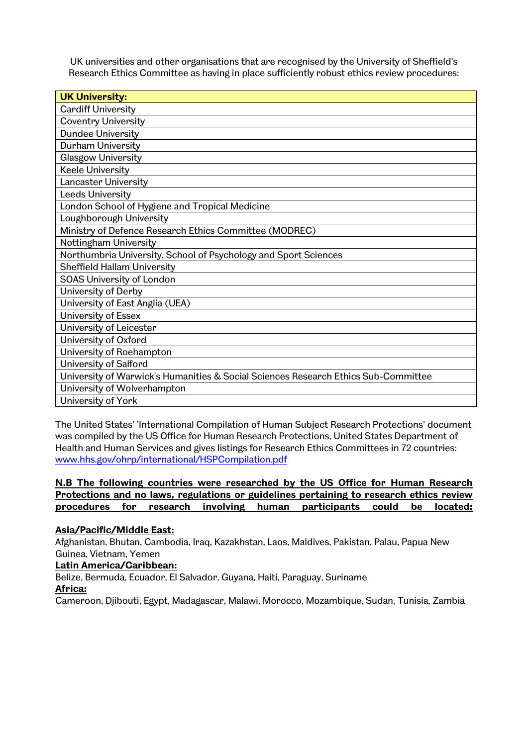UK universities and other organisations that are recognised by the University of Sheffield's Research Ethics Committee as having in place sufficiently robust ethics review procedures:

| **UK University:** |
| --- |
| Cardiff University |
| Coventry University |
| Dundee University |
| Durham University |
| Glasgow University |
| Keele University |
| Lancaster University |
| Leeds University |
| London School of Hygiene and Tropical Medicine |
| Loughborough University |
| Ministry of Defence Research Ethics Committee (MODREC) |
| Nottingham University |
| Northumbria University, School of Psychology and Sport Sciences |
| Sheffield Hallam University |
| SOAS University of London |
| University of Derby |
| University of East Anglia (UEA) |
| University of Essex |
| University of Leicester |
| University of Oxford |
| University of Roehampton |
| University of Salford |
| University of Warwick's Humanities & Social Sciences Research Ethics Sub-Committee |
| University of Wolverhampton |
| University of York |

The United States' 'International Compilation of Human Subject Research Protections' document was compiled by the US Office for Human Research Protections, United States Department of Health and Human Services and gives listings for Research Ethics Committees in 72 countries: [www.hhs.gov/ohrp/international/HSPCompilation.pdf](www.hhs.gov/ohrp/international/HSPCompilation.pdf)

**N.B The following countries were researched by the US Office for Human Research Protections and no laws, regulations or guidelines pertaining to research ethics review procedures for research involving human participants could be located:**

**Asia/Pacific/Middle East:**
Afghanistan, Bhutan, Cambodia, Iraq, Kazakhstan, Laos, Maldives, Pakistan, Palau, Papua New Guinea, Vietnam, Yemen

**Latin America/Caribbean:**
Belize, Bermuda, Ecuador, El Salvador, Guyana, Haiti, Paraguay, Suriname

**Africa:**
Cameroon, Djibouti, Egypt, Madagascar, Malawi, Morocco, Mozambique, Sudan, Tunisia, Zambia